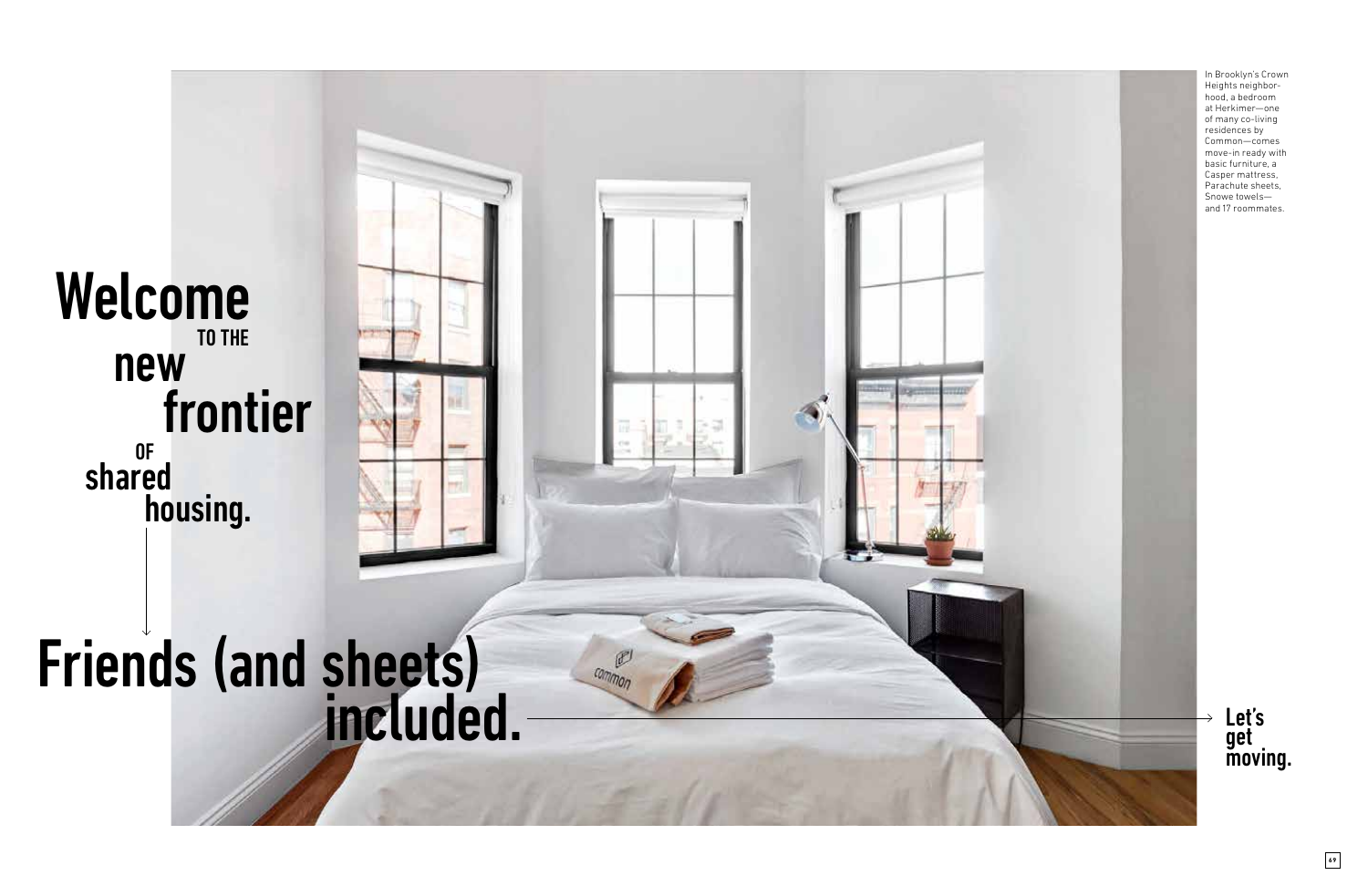# Welcome TO THE new frontier OF shared housing.

## Friends (and sheets) included.

Let's get moving.

In Brooklyn's Crown Heights neighborhood, a bedroom at Herkimer—one of many co-living residences by Common—comes move-in ready with basic furniture, a Casper mattress, Parachute sheets, Snowe towels—and 17 roommates.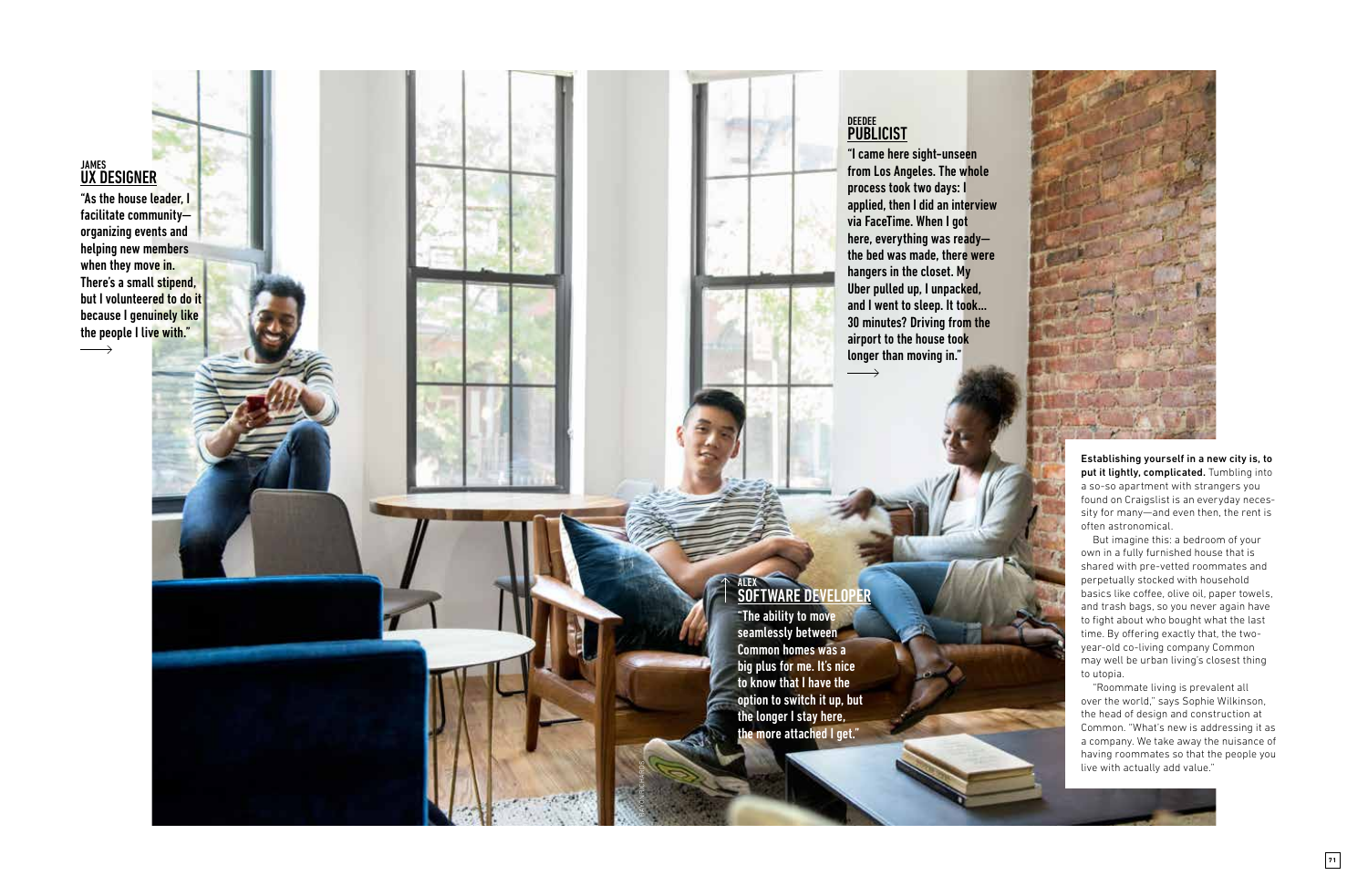JAMES
**UX DESIGNER**

**"As the house leader, I facilitate community—organizing events and helping new members when they move in. There's a small stipend, but I volunteered to do it because I genuinely like the people I live with."**

DEEDEE
**PUBLICIST**

**"I came here sight-unseen from Los Angeles. The whole process took two days: I applied, then I did an interview via FaceTime. When I got here, everything was ready—the bed was made, there were hangers in the closet. My Uber pulled up, I unpacked, and I went to sleep. It took... 30 minutes? Driving from the airport to the house took longer than moving in."**

ALEX
**SOFTWARE DEVELOPER**

**"The ability to move seamlessly between Common homes was a big plus for me. It's nice to know that I have the option to switch it up, but the longer I stay here, the more attached I get."**

**Establishing yourself in a new city is, to put it lightly, complicated.** Tumbling into a so-so apartment with strangers you found on Craigslist is an everyday necessity for many—and even then, the rent is often astronomical.

But imagine this: a bedroom of your own in a fully furnished house that is shared with pre-vetted roommates and perpetually stocked with household basics like coffee, olive oil, paper towels, and trash bags, so you never again have to fight about who bought what the last time. By offering exactly that, the two-year-old co-living company Common may well be urban living's closest thing to utopia.

"Roommate living is prevalent all over the world," says Sophie Wilkinson, the head of design and construction at Common. "What's new is addressing it as a company. We take away the nuisance of having roommates so that the people you live with actually add value."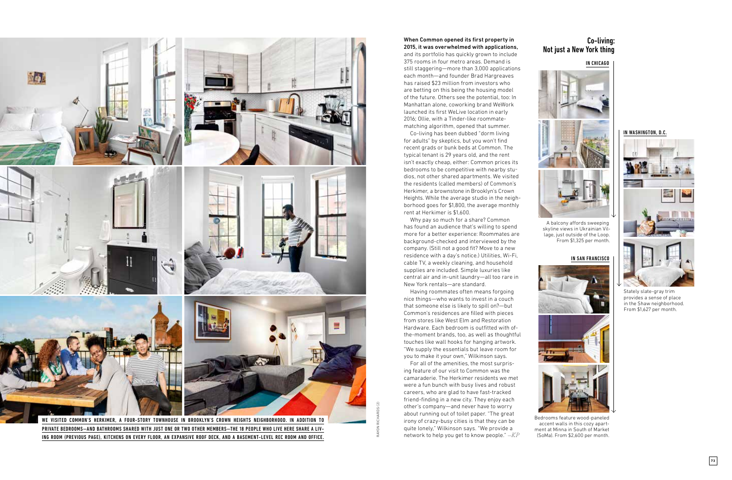**When Common opened its first property in 2015, it was overwhelmed with applications,** and its portfolio has quickly grown to include 375 rooms in four metro areas. Demand is still staggering—more than 3,000 applications each month—and founder Brad Hargreaves has raised $23 million from investors who are betting on this being the housing model of the future. Others see the potential, too: In Manhattan alone, coworking brand WeWork launched its first WeLive location in early 2016; Ollie, with a Tinder-like roommate-matching algorithm, opened that summer.

Co-living has been dubbed "dorm living for adults" by skeptics, but you won't find recent grads or bunk beds at Common. The typical tenant is 29 years old, and the rent isn't exactly cheap, either: Common prices its bedrooms to be competitive with nearby studios, not other shared apartments. We visited the residents (called members) of Common's Herkimer, a brownstone in Brooklyn's Crown Heights. While the average studio in the neighborhood goes for $1,800, the average monthly rent at Herkimer is $1,600.

Why pay so much for a share? Common has found an audience that's willing to spend more for a better experience: Roommates are background-checked and interviewed by the company. (Still not a good fit? Move to a new residence with a day's notice.) Utilities, Wi-Fi, cable TV, a weekly cleaning, and household supplies are included. Simple luxuries like central air and in-unit laundry—all too rare in New York rentals—are standard.

Having roommates often means forgoing nice things—who wants to invest in a couch that someone else is likely to spill on?—but Common's residences are filled with pieces from stores like West Elm and Restoration Hardware. Each bedroom is outfitted with of-the-moment brands, too, as well as thoughtful touches like wall hooks for hanging artwork. "We supply the essentials but leave room for you to make it your own," Wilkinson says.

For all of the amenities, the most surprising feature of our visit to Common was the camaraderie. The Herkimer residents we met were a fun bunch with busy lives and robust careers, who are glad to have fast-tracked friend-finding in a new city. They enjoy each other's company—and never have to worry about running out of toilet paper. "The great irony of crazy-busy cities is that they can be quite lonely," Wilkinson says. "We provide a network to help you get to know people." *—KP*

WE VISITED COMMON'S HERKIMER, A FOUR-STORY TOWNHOUSE IN BROOKLYN'S CROWN HEIGHTS NEIGHBORHOOD. IN ADDITION TO PRIVATE BEDROOMS—AND BATHROOMS SHARED WITH JUST ONE OR TWO OTHER MEMBERS—THE 18 PEOPLE WHO LIVE HERE SHARE A LIVING ROOM (PREVIOUS PAGE), KITCHENS ON EVERY FLOOR, AN EXPANSIVE ROOF DECK, AND A BASEMENT-LEVEL REC ROOM AND OFFICE.

RAYON RICHARDS (2)

## Co-living: Not just a New York thing

### IN CHICAGO

A balcony affords sweeping skyline views in Ukrainian Village, just outside of the Loop. From $1,325 per month.

### IN SAN FRANCISCO

Bedrooms feature wood-paneled accent walls in this cozy apartment at Minna in South of Market (SoMa). From $2,600 per month.

### IN WASHINGTON, D.C.

Stately slate-gray trim provides a sense of place in the Shaw neighborhood. From $1,627 per month.